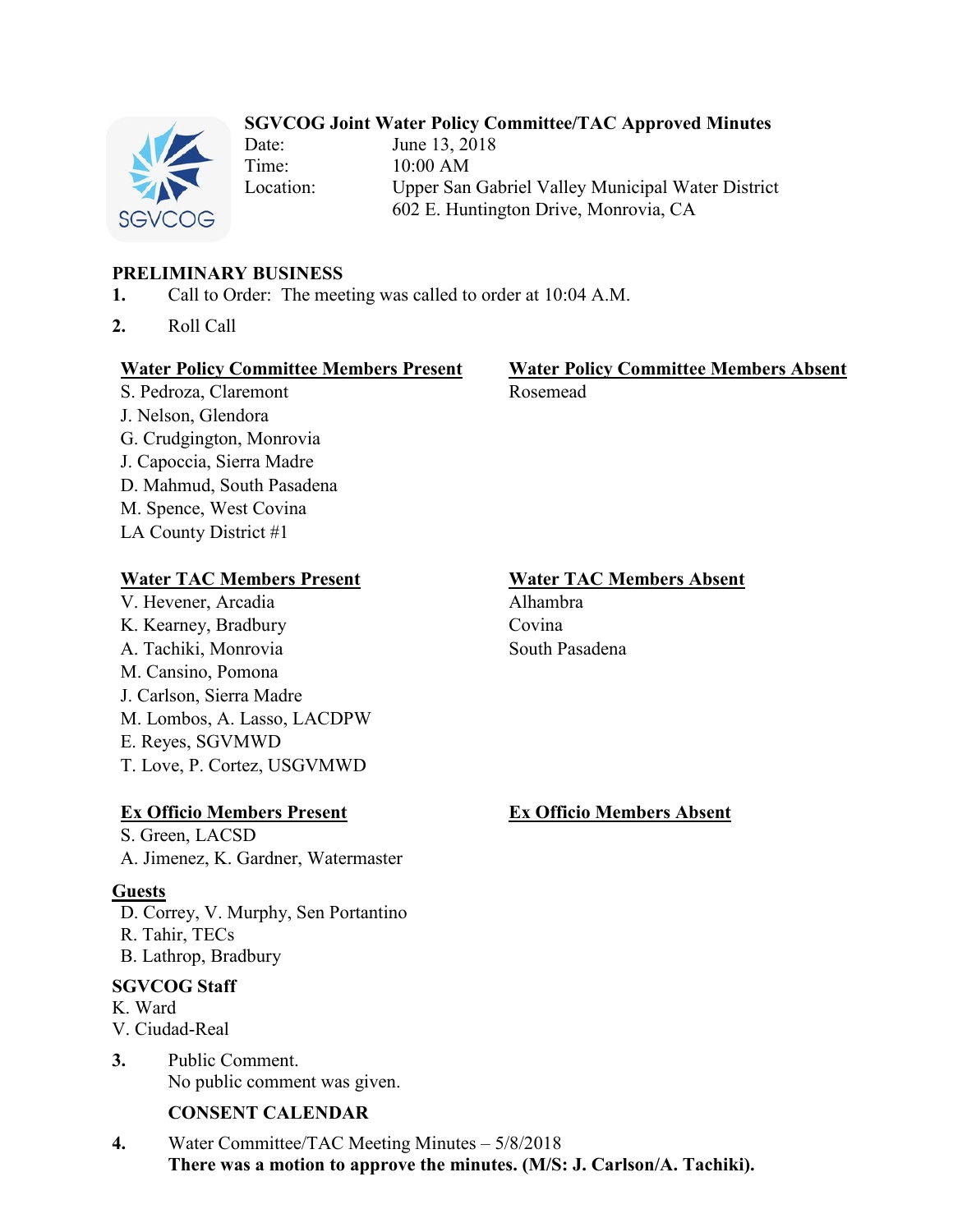# SGVCOG Joint Water Policy Committee/TAC Approved Minutes

Date: June 13, 2018
Time: 10:00 AM
Location: Upper San Gabriel Valley Municipal Water District
602 E. Huntington Drive, Monrovia, CA

## PRELIMINARY BUSINESS

1. Call to Order: The meeting was called to order at 10:04 A.M.

2. Roll Call

**Water Policy Committee Members Present**
S. Pedroza, Claremont
J. Nelson, Glendora
G. Crudgington, Monrovia
J. Capoccia, Sierra Madre
D. Mahmud, South Pasadena
M. Spence, West Covina
LA County District #1

**Water Policy Committee Members Absent**
Rosemead

**Water TAC Members Present**
V. Hevener, Arcadia
K. Kearney, Bradbury
A. Tachiki, Monrovia
M. Cansino, Pomona
J. Carlson, Sierra Madre
M. Lombos, A. Lasso, LACDPW
E. Reyes, SGVMWD
T. Love, P. Cortez, USGVMWD

**Water TAC Members Absent**
Alhambra
Covina
South Pasadena

**Ex Officio Members Present**
S. Green, LACSD
A. Jimenez, K. Gardner, Watermaster

**Ex Officio Members Absent**

**Guests**
D. Correy, V. Murphy, Sen Portantino
R. Tahir, TECs
B. Lathrop, Bradbury

**SGVCOG Staff**
K. Ward
V. Ciudad-Real

3. Public Comment.
No public comment was given.

**CONSENT CALENDAR**

4. Water Committee/TAC Meeting Minutes – 5/8/2018
**There was a motion to approve the minutes. (M/S: J. Carlson/A. Tachiki).**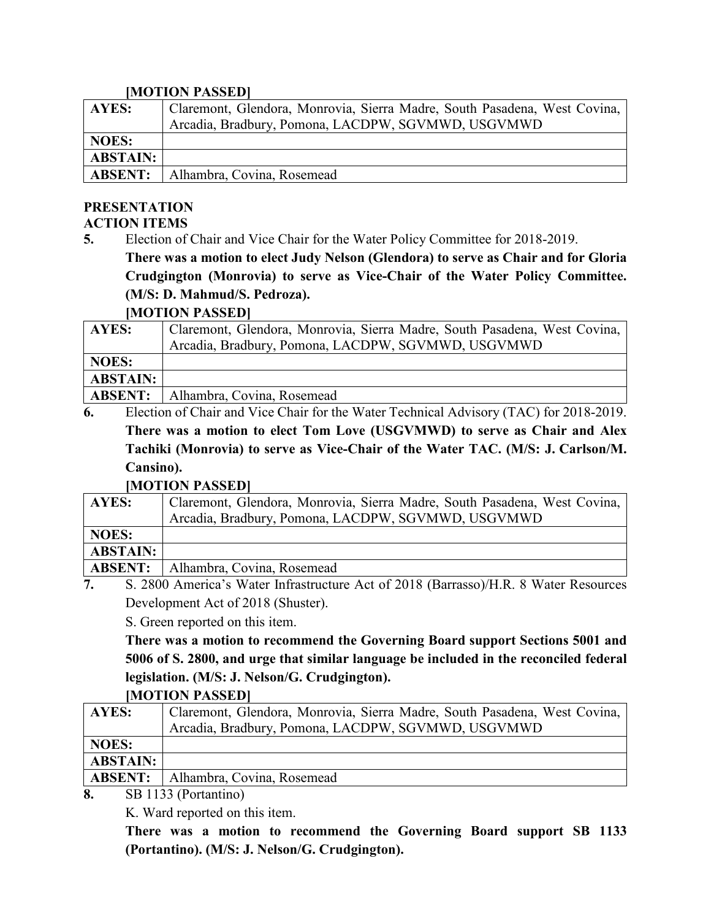**[MOTION PASSED]**

| AYES: | Claremont, Glendora, Monrovia, Sierra Madre, South Pasadena, West Covina, Arcadia, Bradbury, Pomona, LACDPW, SGVMWD, USGVMWD |
|---|---|
| NOES: | |
| ABSTAIN: | |
| ABSENT: | Alhambra, Covina, Rosemead |

**PRESENTATION**

**ACTION ITEMS**

**5.** Election of Chair and Vice Chair for the Water Policy Committee for 2018-2019.

**There was a motion to elect Judy Nelson (Glendora) to serve as Chair and for Gloria Crudgington (Monrovia) to serve as Vice-Chair of the Water Policy Committee. (M/S: D. Mahmud/S. Pedroza).**

**[MOTION PASSED]**

| AYES: | Claremont, Glendora, Monrovia, Sierra Madre, South Pasadena, West Covina, Arcadia, Bradbury, Pomona, LACDPW, SGVMWD, USGVMWD |
|---|---|
| NOES: | |
| ABSTAIN: | |
| ABSENT: | Alhambra, Covina, Rosemead |

**6.** Election of Chair and Vice Chair for the Water Technical Advisory (TAC) for 2018-2019.

**There was a motion to elect Tom Love (USGVMWD) to serve as Chair and Alex Tachiki (Monrovia) to serve as Vice-Chair of the Water TAC. (M/S: J. Carlson/M. Cansino).**

**[MOTION PASSED]**

| AYES: | Claremont, Glendora, Monrovia, Sierra Madre, South Pasadena, West Covina, Arcadia, Bradbury, Pomona, LACDPW, SGVMWD, USGVMWD |
|---|---|
| NOES: | |
| ABSTAIN: | |
| ABSENT: | Alhambra, Covina, Rosemead |

**7.** S. 2800 America's Water Infrastructure Act of 2018 (Barrasso)/H.R. 8 Water Resources Development Act of 2018 (Shuster).

S. Green reported on this item.

**There was a motion to recommend the Governing Board support Sections 5001 and 5006 of S. 2800, and urge that similar language be included in the reconciled federal legislation. (M/S: J. Nelson/G. Crudgington).**

**[MOTION PASSED]**

| AYES: | Claremont, Glendora, Monrovia, Sierra Madre, South Pasadena, West Covina, Arcadia, Bradbury, Pomona, LACDPW, SGVMWD, USGVMWD |
|---|---|
| NOES: | |
| ABSTAIN: | |
| ABSENT: | Alhambra, Covina, Rosemead |

**8.** SB 1133 (Portantino)

K. Ward reported on this item.

**There was a motion to recommend the Governing Board support SB 1133 (Portantino). (M/S: J. Nelson/G. Crudgington).**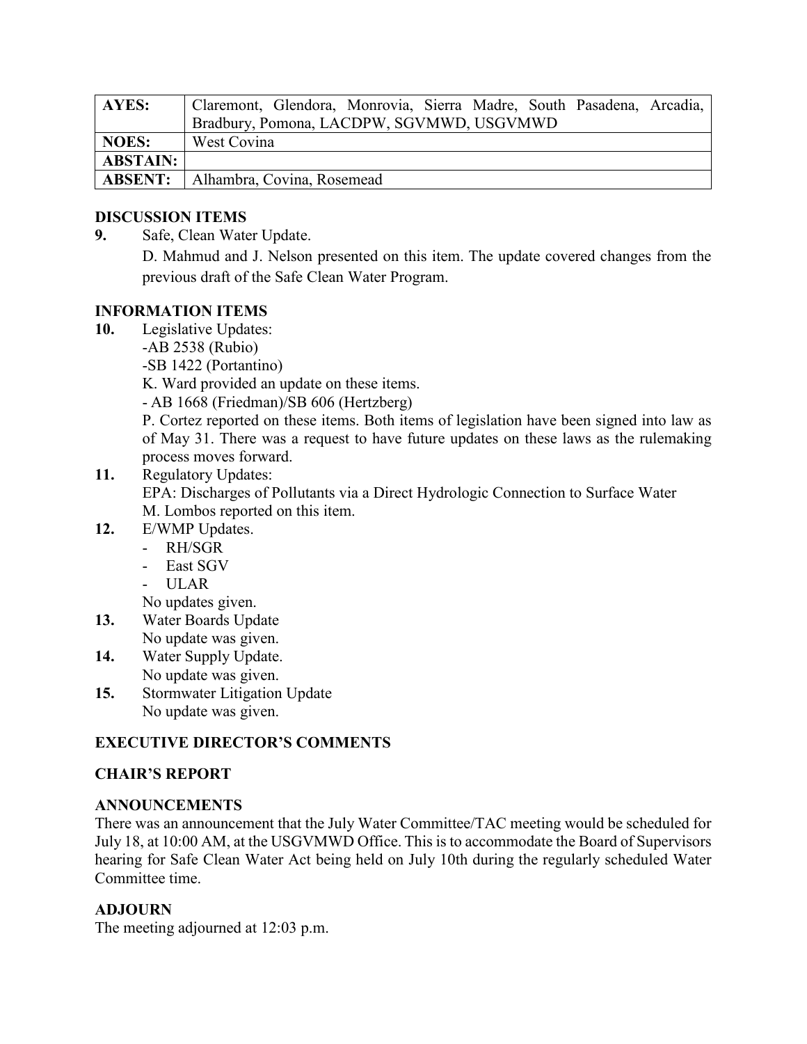| | |
|---|---|
| **AYES:** | Claremont, Glendora, Monrovia, Sierra Madre, South Pasadena, Arcadia, Bradbury, Pomona, LACDPW, SGVMWD, USGVMWD |
| **NOES:** | West Covina |
| **ABSTAIN:** | |
| **ABSENT:** | Alhambra, Covina, Rosemead |

**DISCUSSION ITEMS**

**9.** Safe, Clean Water Update.

D. Mahmud and J. Nelson presented on this item. The update covered changes from the previous draft of the Safe Clean Water Program.

**INFORMATION ITEMS**

**10.** Legislative Updates:

-AB 2538 (Rubio)

-SB 1422 (Portantino)

K. Ward provided an update on these items.

- AB 1668 (Friedman)/SB 606 (Hertzberg)

P. Cortez reported on these items. Both items of legislation have been signed into law as of May 31. There was a request to have future updates on these laws as the rulemaking process moves forward.

**11.** Regulatory Updates:

EPA: Discharges of Pollutants via a Direct Hydrologic Connection to Surface Water

M. Lombos reported on this item.

**12.** E/WMP Updates.

- RH/SGR
- East SGV
- ULAR

No updates given.

**13.** Water Boards Update

No update was given.

**14.** Water Supply Update.

No update was given.

**15.** Stormwater Litigation Update

No update was given.

**EXECUTIVE DIRECTOR'S COMMENTS**

**CHAIR'S REPORT**

**ANNOUNCEMENTS**

There was an announcement that the July Water Committee/TAC meeting would be scheduled for July 18, at 10:00 AM, at the USGVMWD Office. This is to accommodate the Board of Supervisors hearing for Safe Clean Water Act being held on July 10th during the regularly scheduled Water Committee time.

**ADJOURN**

The meeting adjourned at 12:03 p.m.